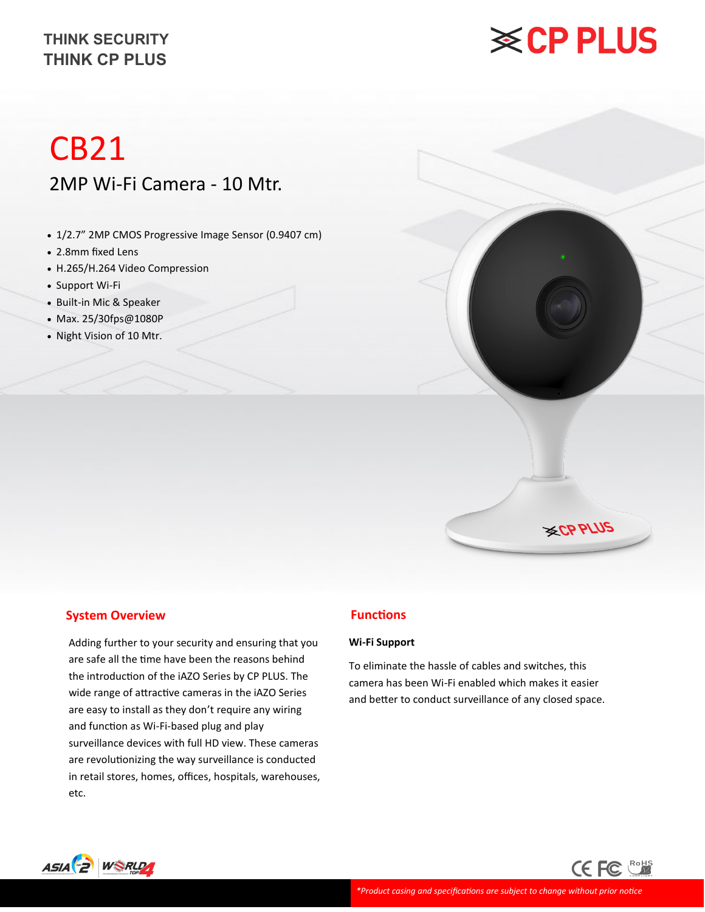THINK SECURITY
THINK CP PLUS

# CB21

## 2MP Wi-Fi Camera - 10 Mtr.

- 1/2.7" 2MP CMOS Progressive Image Sensor (0.9407 cm)
- 2.8mm fixed Lens
- H.265/H.264 Video Compression
- Support Wi-Fi
- Built-in Mic & Speaker
- Max. 25/30fps@1080P
- Night Vision of 10 Mtr.

## System Overview

Adding further to your security and ensuring that you are safe all the time have been the reasons behind the introduction of the iAZO Series by CP PLUS. The wide range of attractive cameras in the iAZO Series are easy to install as they don't require any wiring and function as Wi-Fi-based plug and play surveillance devices with full HD view. These cameras are revolutionizing the way surveillance is conducted in retail stores, homes, offices, hospitals, warehouses, etc.

## Functions

**Wi-Fi Support**

To eliminate the hassle of cables and switches, this camera has been Wi-Fi enabled which makes it easier and better to conduct surveillance of any closed space.

*\*Product casing and specifications are subject to change without prior notice*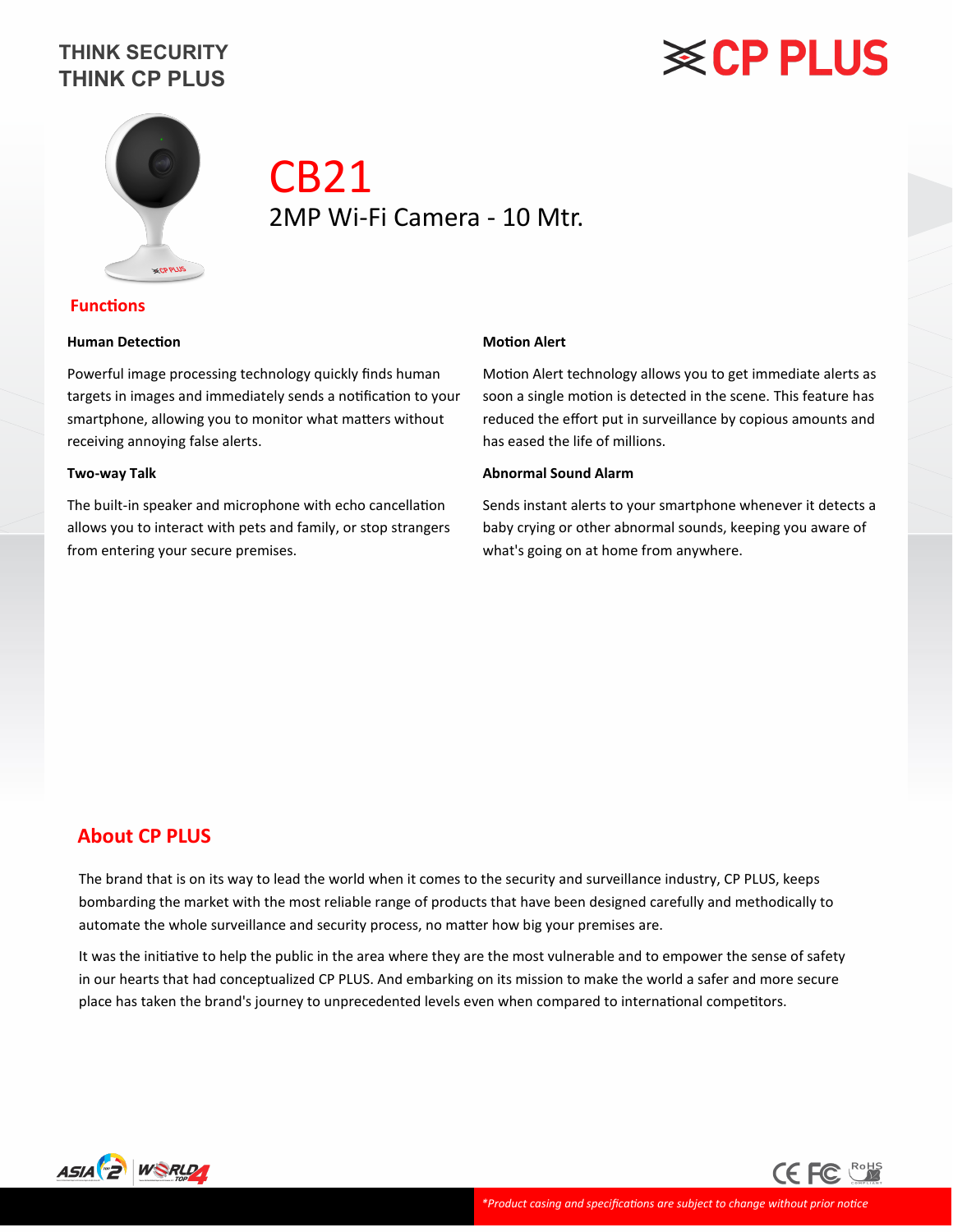THINK SECURITY
THINK CP PLUS

# CB21

2MP Wi-Fi Camera - 10 Mtr.

## Functions

**Human Detection**

Powerful image processing technology quickly finds human targets in images and immediately sends a notification to your smartphone, allowing you to monitor what matters without receiving annoying false alerts.

**Two-way Talk**

The built-in speaker and microphone with echo cancellation allows you to interact with pets and family, or stop strangers from entering your secure premises.

**Motion Alert**

Motion Alert technology allows you to get immediate alerts as soon a single motion is detected in the scene. This feature has reduced the effort put in surveillance by copious amounts and has eased the life of millions.

**Abnormal Sound Alarm**

Sends instant alerts to your smartphone whenever it detects a baby crying or other abnormal sounds, keeping you aware of what's going on at home from anywhere.

## About CP PLUS

The brand that is on its way to lead the world when it comes to the security and surveillance industry, CP PLUS, keeps bombarding the market with the most reliable range of products that have been designed carefully and methodically to automate the whole surveillance and security process, no matter how big your premises are.

It was the initiative to help the public in the area where they are the most vulnerable and to empower the sense of safety in our hearts that had conceptualized CP PLUS. And embarking on its mission to make the world a safer and more secure place has taken the brand's journey to unprecedented levels even when compared to international competitors.

*\*Product casing and specifications are subject to change without prior notice*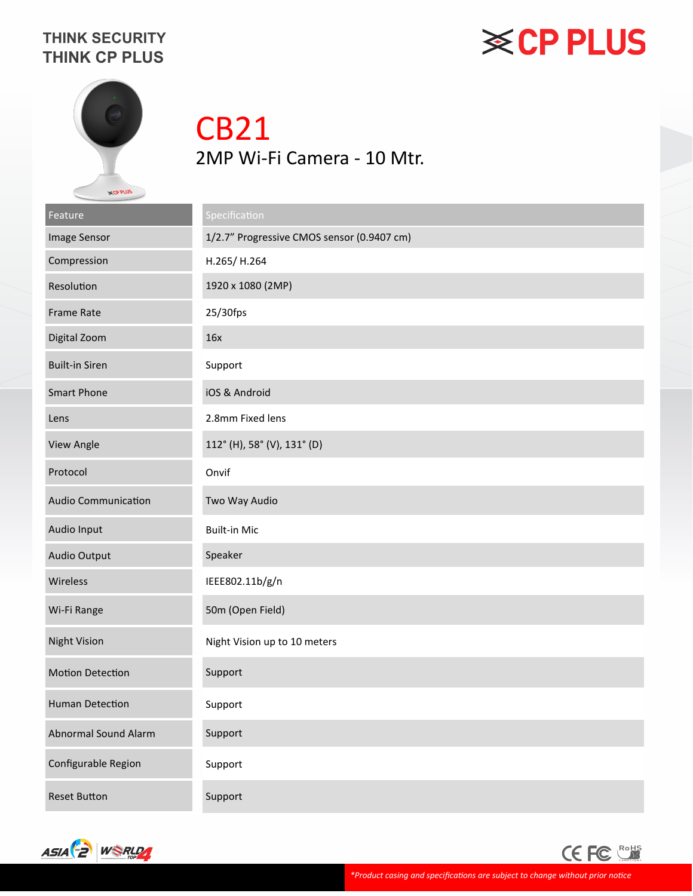THINK SECURITY
THINK CP PLUS

CP PLUS

# CB21

## 2MP Wi-Fi Camera - 10 Mtr.

| Feature | Specification |
|---|---|
| Image Sensor | 1/2.7" Progressive CMOS sensor (0.9407 cm) |
| Compression | H.265/ H.264 |
| Resolution | 1920 x 1080 (2MP) |
| Frame Rate | 25/30fps |
| Digital Zoom | 16x |
| Built-in Siren | Support |
| Smart Phone | iOS & Android |
| Lens | 2.8mm Fixed lens |
| View Angle | 112° (H), 58° (V), 131° (D) |
| Protocol | Onvif |
| Audio Communication | Two Way Audio |
| Audio Input | Built-in Mic |
| Audio Output | Speaker |
| Wireless | IEEE802.11b/g/n |
| Wi-Fi Range | 50m (Open Field) |
| Night Vision | Night Vision up to 10 meters |
| Motion Detection | Support |
| Human Detection | Support |
| Abnormal Sound Alarm | Support |
| Configurable Region | Support |
| Reset Button | Support |

*\*Product casing and specifications are subject to change without prior notice*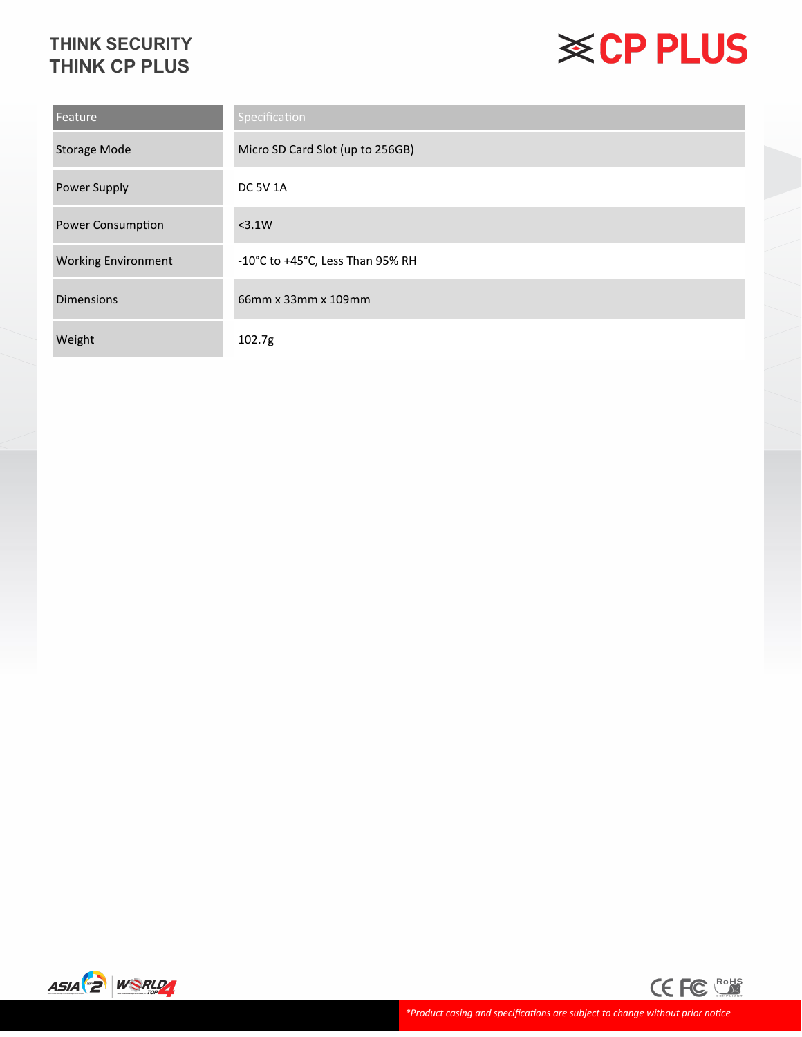| Feature | Specification |
| --- | --- |
| Storage Mode | Micro SD Card Slot (up to 256GB) |
| Power Supply | DC 5V 1A |
| Power Consumption | <3.1W |
| Working Environment | -10°C to +45°C, Less Than 95% RH |
| Dimensions | 66mm x 33mm x 109mm |
| Weight | 102.7g |

*Product casing and specifications are subject to change without prior notice